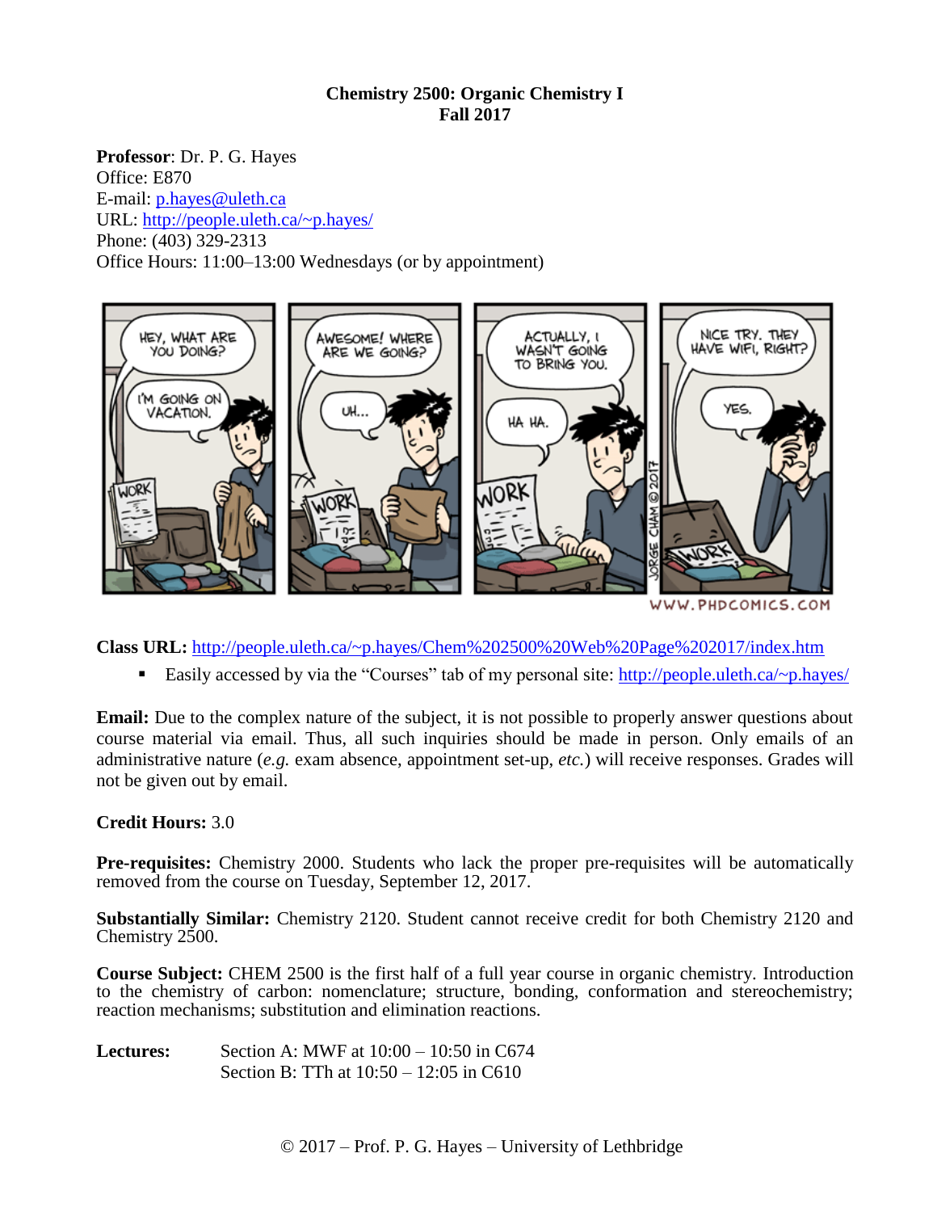# Chemistry 2500: Organic Chemistry I
## Fall 2017

**Professor**: Dr. P. G. Hayes
Office: E870
E-mail: p.hayes@uleth.ca
URL: http://people.uleth.ca/~p.hayes/
Phone: (403) 329-2313
Office Hours: 11:00–13:00 Wednesdays (or by appointment)

**Class URL:** http://people.uleth.ca/~p.hayes/Chem%202500%20Web%20Page%202017/index.htm

- Easily accessed by via the "Courses" tab of my personal site: http://people.uleth.ca/~p.hayes/

**Email:** Due to the complex nature of the subject, it is not possible to properly answer questions about course material via email. Thus, all such inquiries should be made in person. Only emails of an administrative nature (*e.g.* exam absence, appointment set-up, *etc.*) will receive responses. Grades will not be given out by email.

**Credit Hours:** 3.0

**Pre-requisites:** Chemistry 2000. Students who lack the proper pre-requisites will be automatically removed from the course on Tuesday, September 12, 2017.

**Substantially Similar:** Chemistry 2120. Student cannot receive credit for both Chemistry 2120 and Chemistry 2500.

**Course Subject:** CHEM 2500 is the first half of a full year course in organic chemistry. Introduction to the chemistry of carbon: nomenclature; structure, bonding, conformation and stereochemistry; reaction mechanisms; substitution and elimination reactions.

**Lectures:** Section A: MWF at 10:00 – 10:50 in C674
Section B: TTh at 10:50 – 12:05 in C610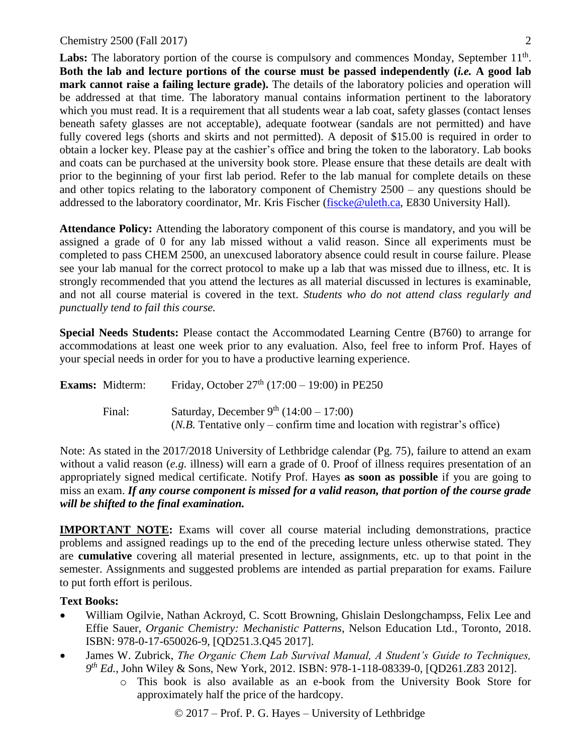**Labs:** The laboratory portion of the course is compulsory and commences Monday, September 11th. **Both the lab and lecture portions of the course must be passed independently (*i.e.* A good lab mark cannot raise a failing lecture grade).** The details of the laboratory policies and operation will be addressed at that time. The laboratory manual contains information pertinent to the laboratory which you must read. It is a requirement that all students wear a lab coat, safety glasses (contact lenses beneath safety glasses are not acceptable), adequate footwear (sandals are not permitted) and have fully covered legs (shorts and skirts and not permitted). A deposit of $15.00 is required in order to obtain a locker key. Please pay at the cashier's office and bring the token to the laboratory. Lab books and coats can be purchased at the university book store. Please ensure that these details are dealt with prior to the beginning of your first lab period. Refer to the lab manual for complete details on these and other topics relating to the laboratory component of Chemistry 2500 – any questions should be addressed to the laboratory coordinator, Mr. Kris Fischer (fiscke@uleth.ca, E830 University Hall).

**Attendance Policy:** Attending the laboratory component of this course is mandatory, and you will be assigned a grade of 0 for any lab missed without a valid reason. Since all experiments must be completed to pass CHEM 2500, an unexcused laboratory absence could result in course failure. Please see your lab manual for the correct protocol to make up a lab that was missed due to illness, etc. It is strongly recommended that you attend the lectures as all material discussed in lectures is examinable, and not all course material is covered in the text. *Students who do not attend class regularly and punctually tend to fail this course.*

**Special Needs Students:** Please contact the Accommodated Learning Centre (B760) to arrange for accommodations at least one week prior to any evaluation. Also, feel free to inform Prof. Hayes of your special needs in order for you to have a productive learning experience.

**Exams:** Midterm: Friday, October 27th (17:00 – 19:00) in PE250

Final: Saturday, December 9th (14:00 – 17:00)
(*N.B.* Tentative only – confirm time and location with registrar's office)

Note: As stated in the 2017/2018 University of Lethbridge calendar (Pg. 75), failure to attend an exam without a valid reason (*e.g.* illness) will earn a grade of 0. Proof of illness requires presentation of an appropriately signed medical certificate. Notify Prof. Hayes **as soon as possible** if you are going to miss an exam. ***If any course component is missed for a valid reason, that portion of the course grade will be shifted to the final examination.***

**IMPORTANT NOTE:** Exams will cover all course material including demonstrations, practice problems and assigned readings up to the end of the preceding lecture unless otherwise stated. They are **cumulative** covering all material presented in lecture, assignments, etc. up to that point in the semester. Assignments and suggested problems are intended as partial preparation for exams. Failure to put forth effort is perilous.

**Text Books:**

- William Ogilvie, Nathan Ackroyd, C. Scott Browning, Ghislain Deslongchampss, Felix Lee and Effie Sauer, *Organic Chemistry: Mechanistic Patterns*, Nelson Education Ltd., Toronto, 2018. ISBN: 978-0-17-650026-9, [QD251.3.Q45 2017].
- James W. Zubrick, *The Organic Chem Lab Survival Manual, A Student's Guide to Techniques, 9th Ed.*, John Wiley & Sons, New York, 2012. ISBN: 978-1-118-08339-0, [QD261.Z83 2012].
  - This book is also available as an e-book from the University Book Store for approximately half the price of the hardcopy.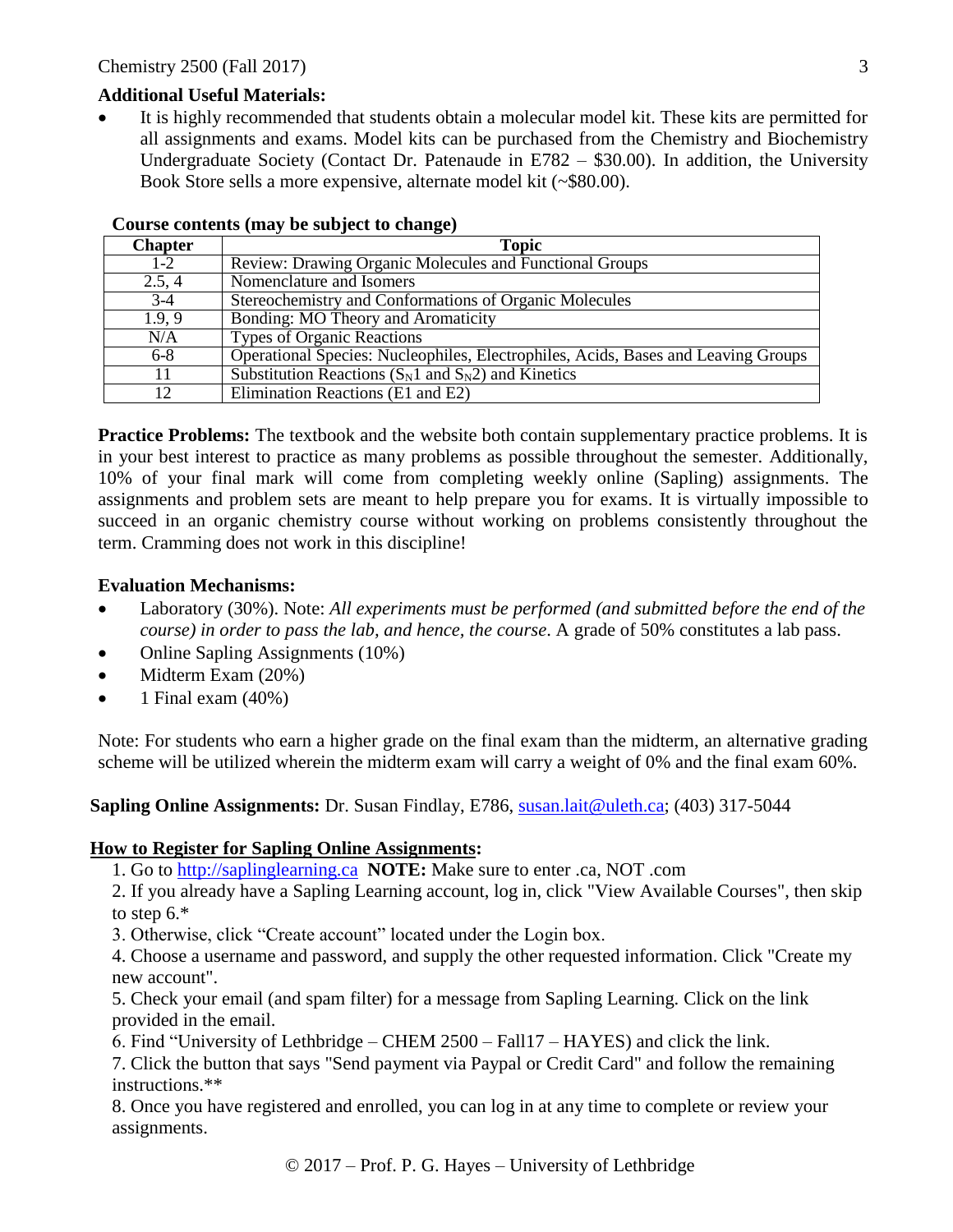### Additional Useful Materials:

- It is highly recommended that students obtain a molecular model kit. These kits are permitted for all assignments and exams. Model kits can be purchased from the Chemistry and Biochemistry Undergraduate Society (Contact Dr. Patenaude in E782 – $30.00). In addition, the University Book Store sells a more expensive, alternate model kit (~$80.00).

**Course contents (may be subject to change)**

| Chapter | Topic |
|---|---|
| 1-2 | Review: Drawing Organic Molecules and Functional Groups |
| 2.5, 4 | Nomenclature and Isomers |
| 3-4 | Stereochemistry and Conformations of Organic Molecules |
| 1.9, 9 | Bonding: MO Theory and Aromaticity |
| N/A | Types of Organic Reactions |
| 6-8 | Operational Species: Nucleophiles, Electrophiles, Acids, Bases and Leaving Groups |
| 11 | Substitution Reactions ($S_N1$ and $S_N2$) and Kinetics |
| 12 | Elimination Reactions (E1 and E2) |

**Practice Problems:** The textbook and the website both contain supplementary practice problems. It is in your best interest to practice as many problems as possible throughout the semester. Additionally, 10% of your final mark will come from completing weekly online (Sapling) assignments. The assignments and problem sets are meant to help prepare you for exams. It is virtually impossible to succeed in an organic chemistry course without working on problems consistently throughout the term. Cramming does not work in this discipline!

### Evaluation Mechanisms:

- Laboratory (30%). Note: *All experiments must be performed (and submitted before the end of the course) in order to pass the lab, and hence, the course*. A grade of 50% constitutes a lab pass.
- Online Sapling Assignments (10%)
- Midterm Exam (20%)
- 1 Final exam (40%)

Note: For students who earn a higher grade on the final exam than the midterm, an alternative grading scheme will be utilized wherein the midterm exam will carry a weight of 0% and the final exam 60%.

**Sapling Online Assignments:** Dr. Susan Findlay, E786, susan.lait@uleth.ca; (403) 317-5044

**How to Register for Sapling Online Assignments:**

1. Go to http://saplinglearning.ca **NOTE:** Make sure to enter .ca, NOT .com
2. If you already have a Sapling Learning account, log in, click "View Available Courses", then skip to step 6.*
3. Otherwise, click "Create account" located under the Login box.
4. Choose a username and password, and supply the other requested information. Click "Create my new account".
5. Check your email (and spam filter) for a message from Sapling Learning. Click on the link provided in the email.
6. Find "University of Lethbridge – CHEM 2500 – Fall17 – HAYES) and click the link.
7. Click the button that says "Send payment via Paypal or Credit Card" and follow the remaining instructions.**
8. Once you have registered and enrolled, you can log in at any time to complete or review your assignments.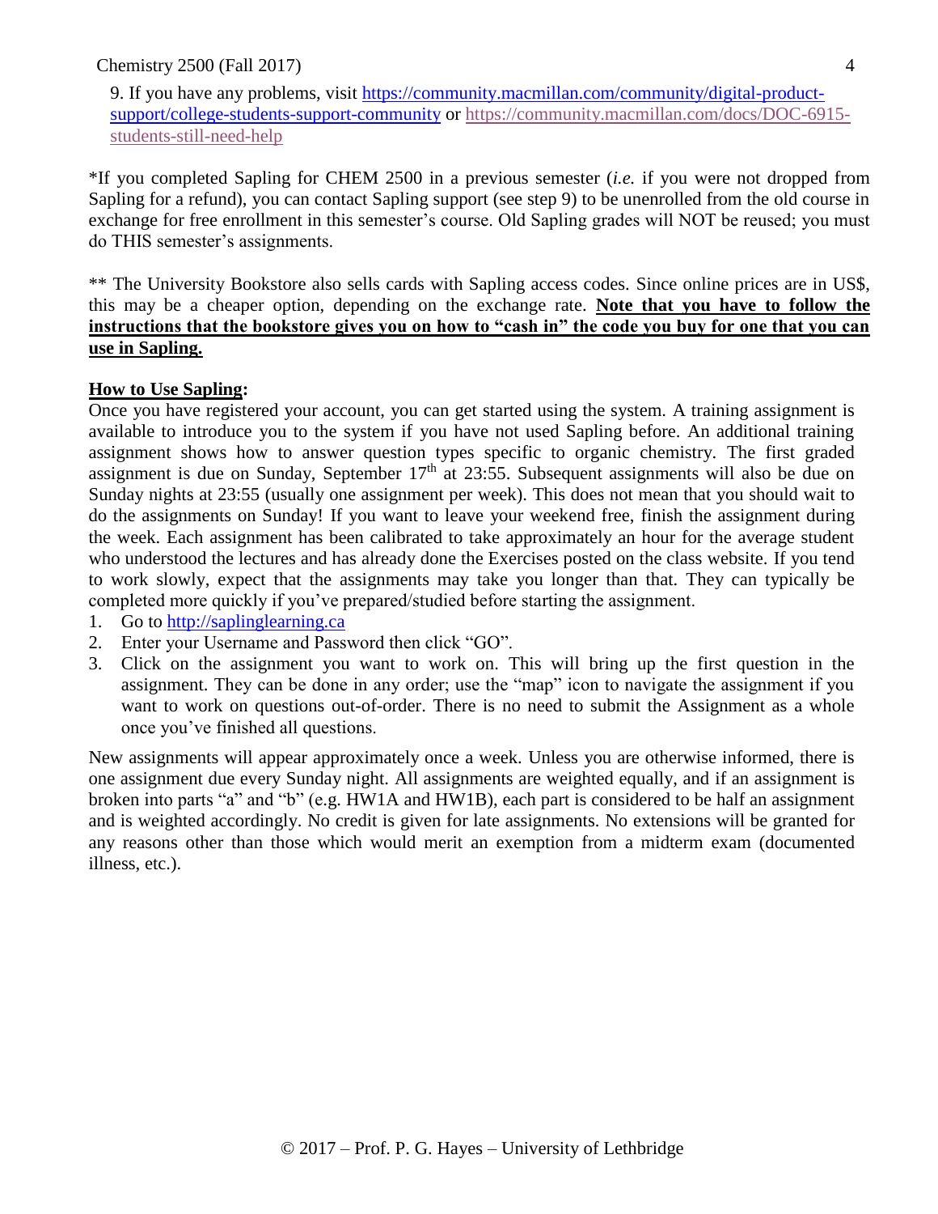9. If you have any problems, visit https://community.macmillan.com/community/digital-product-support/college-students-support-community or https://community.macmillan.com/docs/DOC-6915-students-still-need-help

*If you completed Sapling for CHEM 2500 in a previous semester (*i.e.* if you were not dropped from Sapling for a refund), you can contact Sapling support (see step 9) to be unenrolled from the old course in exchange for free enrollment in this semester's course. Old Sapling grades will NOT be reused; you must do THIS semester's assignments.

** The University Bookstore also sells cards with Sapling access codes. Since online prices are in US$, this may be a cheaper option, depending on the exchange rate. **Note that you have to follow the instructions that the bookstore gives you on how to "cash in" the code you buy for one that you can use in Sapling.**

**How to Use Sapling:**

Once you have registered your account, you can get started using the system. A training assignment is available to introduce you to the system if you have not used Sapling before. An additional training assignment shows how to answer question types specific to organic chemistry. The first graded assignment is due on Sunday, September 17th at 23:55. Subsequent assignments will also be due on Sunday nights at 23:55 (usually one assignment per week). This does not mean that you should wait to do the assignments on Sunday! If you want to leave your weekend free, finish the assignment during the week. Each assignment has been calibrated to take approximately an hour for the average student who understood the lectures and has already done the Exercises posted on the class website. If you tend to work slowly, expect that the assignments may take you longer than that. They can typically be completed more quickly if you've prepared/studied before starting the assignment.

1. Go to http://saplinglearning.ca
2. Enter your Username and Password then click "GO".
3. Click on the assignment you want to work on. This will bring up the first question in the assignment. They can be done in any order; use the "map" icon to navigate the assignment if you want to work on questions out-of-order. There is no need to submit the Assignment as a whole once you've finished all questions.

New assignments will appear approximately once a week. Unless you are otherwise informed, there is one assignment due every Sunday night. All assignments are weighted equally, and if an assignment is broken into parts "a" and "b" (e.g. HW1A and HW1B), each part is considered to be half an assignment and is weighted accordingly. No credit is given for late assignments. No extensions will be granted for any reasons other than those which would merit an exemption from a midterm exam (documented illness, etc.).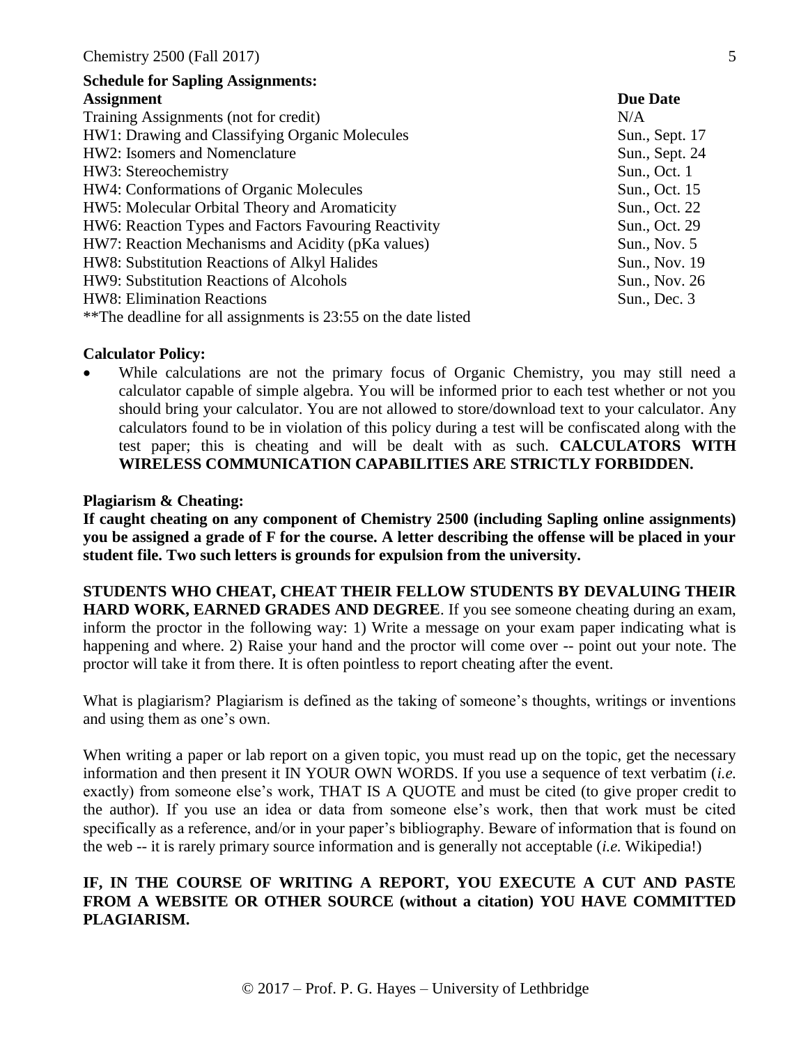**Schedule for Sapling Assignments:**

| Assignment | Due Date |
|---|---|
| Training Assignments (not for credit) | N/A |
| HW1: Drawing and Classifying Organic Molecules | Sun., Sept. 17 |
| HW2: Isomers and Nomenclature | Sun., Sept. 24 |
| HW3: Stereochemistry | Sun., Oct. 1 |
| HW4: Conformations of Organic Molecules | Sun., Oct. 15 |
| HW5: Molecular Orbital Theory and Aromaticity | Sun., Oct. 22 |
| HW6: Reaction Types and Factors Favouring Reactivity | Sun., Oct. 29 |
| HW7: Reaction Mechanisms and Acidity (pKa values) | Sun., Nov. 5 |
| HW8: Substitution Reactions of Alkyl Halides | Sun., Nov. 19 |
| HW9: Substitution Reactions of Alcohols | Sun., Nov. 26 |
| HW8: Elimination Reactions | Sun., Dec. 3 |

**The deadline for all assignments is 23:55 on the date listed

**Calculator Policy:**

- While calculations are not the primary focus of Organic Chemistry, you may still need a calculator capable of simple algebra. You will be informed prior to each test whether or not you should bring your calculator. You are not allowed to store/download text to your calculator. Any calculators found to be in violation of this policy during a test will be confiscated along with the test paper; this is cheating and will be dealt with as such. **CALCULATORS WITH WIRELESS COMMUNICATION CAPABILITIES ARE STRICTLY FORBIDDEN.**

**Plagiarism & Cheating:**

**If caught cheating on any component of Chemistry 2500 (including Sapling online assignments) you be assigned a grade of F for the course. A letter describing the offense will be placed in your student file. Two such letters is grounds for expulsion from the university.**

**STUDENTS WHO CHEAT, CHEAT THEIR FELLOW STUDENTS BY DEVALUING THEIR HARD WORK, EARNED GRADES AND DEGREE**. If you see someone cheating during an exam, inform the proctor in the following way: 1) Write a message on your exam paper indicating what is happening and where. 2) Raise your hand and the proctor will come over -- point out your note. The proctor will take it from there. It is often pointless to report cheating after the event.

What is plagiarism? Plagiarism is defined as the taking of someone's thoughts, writings or inventions and using them as one's own.

When writing a paper or lab report on a given topic, you must read up on the topic, get the necessary information and then present it IN YOUR OWN WORDS. If you use a sequence of text verbatim (*i.e.* exactly) from someone else's work, THAT IS A QUOTE and must be cited (to give proper credit to the author). If you use an idea or data from someone else's work, then that work must be cited specifically as a reference, and/or in your paper's bibliography. Beware of information that is found on the web -- it is rarely primary source information and is generally not acceptable (*i.e.* Wikipedia!)

**IF, IN THE COURSE OF WRITING A REPORT, YOU EXECUTE A CUT AND PASTE FROM A WEBSITE OR OTHER SOURCE (without a citation) YOU HAVE COMMITTED PLAGIARISM.**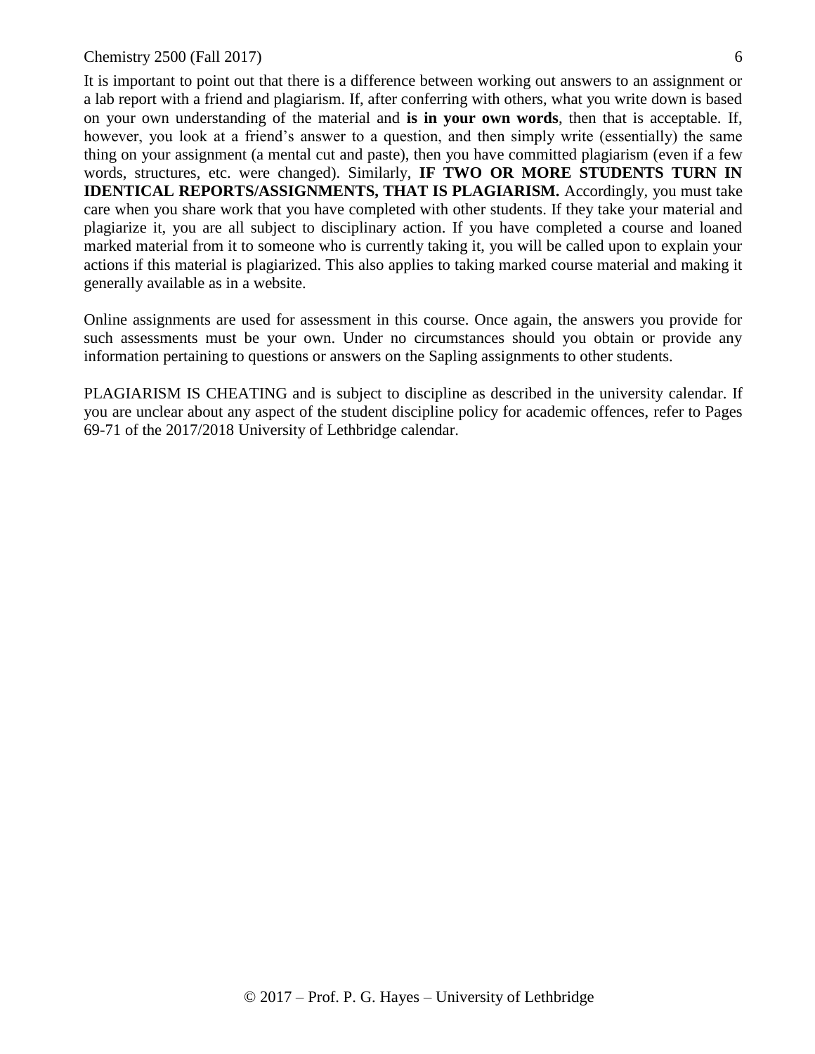It is important to point out that there is a difference between working out answers to an assignment or a lab report with a friend and plagiarism. If, after conferring with others, what you write down is based on your own understanding of the material and **is in your own words**, then that is acceptable. If, however, you look at a friend's answer to a question, and then simply write (essentially) the same thing on your assignment (a mental cut and paste), then you have committed plagiarism (even if a few words, structures, etc. were changed). Similarly, **IF TWO OR MORE STUDENTS TURN IN IDENTICAL REPORTS/ASSIGNMENTS, THAT IS PLAGIARISM.** Accordingly, you must take care when you share work that you have completed with other students. If they take your material and plagiarize it, you are all subject to disciplinary action. If you have completed a course and loaned marked material from it to someone who is currently taking it, you will be called upon to explain your actions if this material is plagiarized. This also applies to taking marked course material and making it generally available as in a website.

Online assignments are used for assessment in this course. Once again, the answers you provide for such assessments must be your own. Under no circumstances should you obtain or provide any information pertaining to questions or answers on the Sapling assignments to other students.

PLAGIARISM IS CHEATING and is subject to discipline as described in the university calendar. If you are unclear about any aspect of the student discipline policy for academic offences, refer to Pages 69-71 of the 2017/2018 University of Lethbridge calendar.